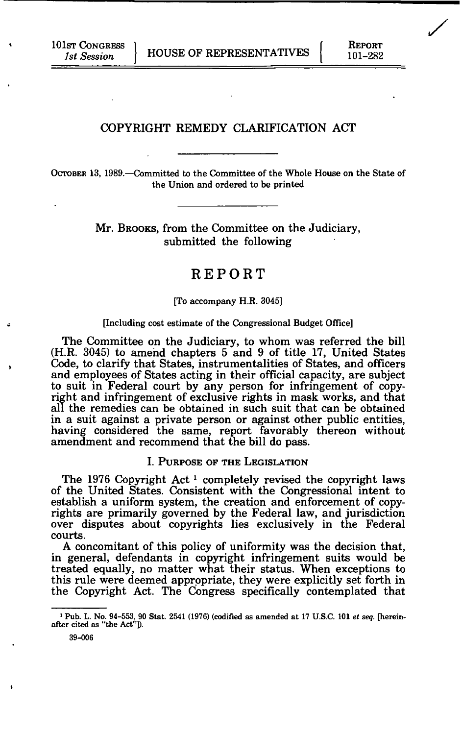101st Congress
*1st Session*

HOUSE OF REPRESENTATIVES

Report
101-282

# COPYRIGHT REMEDY CLARIFICATION ACT

October 13, 1989.—Committed to the Committee of the Whole House on the State of the Union and ordered to be printed

Mr. Brooks, from the Committee on the Judiciary, submitted the following

# REPORT

[To accompany H.R. 3045]

[Including cost estimate of the Congressional Budget Office]

The Committee on the Judiciary, to whom was referred the bill (H.R. 3045) to amend chapters 5 and 9 of title 17, United States Code, to clarify that States, instrumentalities of States, and officers and employees of States acting in their official capacity, are subject to suit in Federal court by any person for infringement of copyright and infringement of exclusive rights in mask works, and that all the remedies can be obtained in such suit that can be obtained in a suit against a private person or against other public entities, having considered the same, report favorably thereon without amendment and recommend that the bill do pass.

## I. Purpose of the Legislation

The 1976 Copyright Act [1] completely revised the copyright laws of the United States. Consistent with the Congressional intent to establish a uniform system, the creation and enforcement of copyrights are primarily governed by the Federal law, and jurisdiction over disputes about copyrights lies exclusively in the Federal courts.

A concomitant of this policy of uniformity was the decision that, in general, defendants in copyright infringement suits would be treated equally, no matter what their status. When exceptions to this rule were deemed appropriate, they were explicitly set forth in the Copyright Act. The Congress specifically contemplated that

[1] Pub. L. No. 94-553, 90 Stat. 2541 (1976) (codified as amended at 17 U.S.C. 101 *et seq.* [hereinafter cited as "the Act"]).

39-006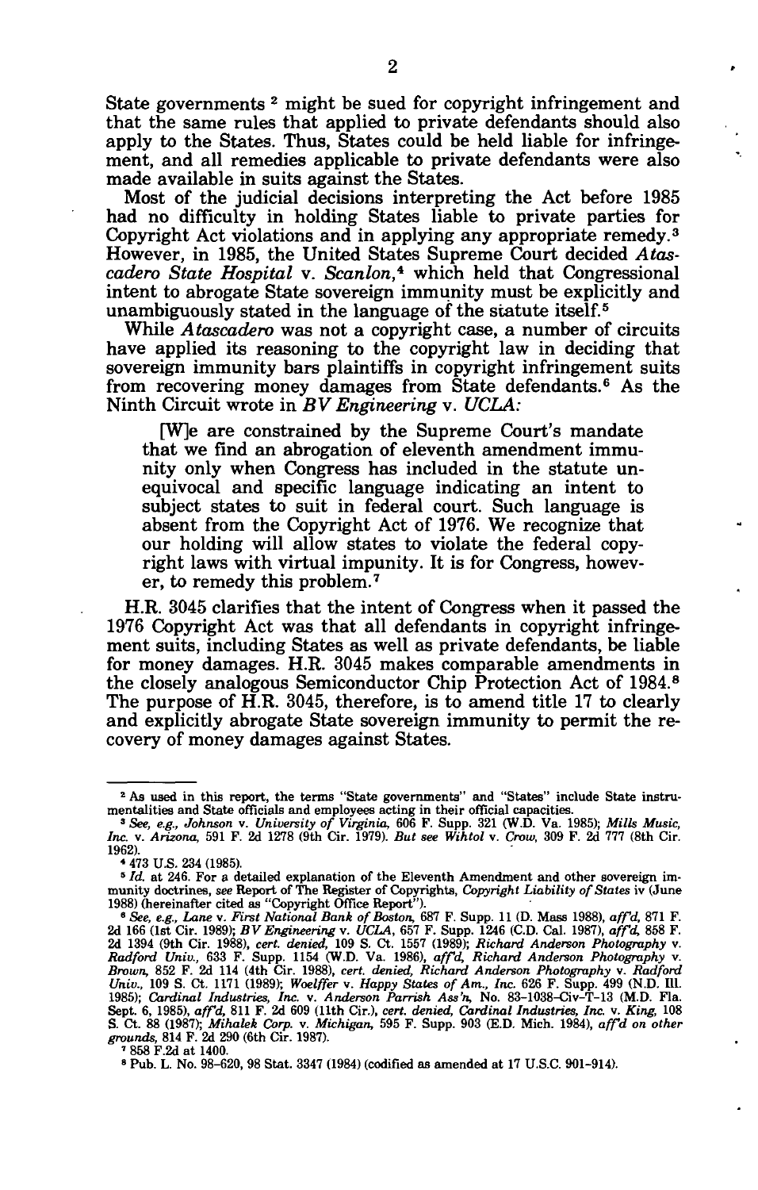State governments [2] might be sued for copyright infringement and that the same rules that applied to private defendants should also apply to the States. Thus, States could be held liable for infringement, and all remedies applicable to private defendants were also made available in suits against the States.

Most of the judicial decisions interpreting the Act before 1985 had no difficulty in holding States liable to private parties for Copyright Act violations and in applying any appropriate remedy.[3] However, in 1985, the United States Supreme Court decided *Atascadero State Hospital* v. *Scanlon*,[4] which held that Congressional intent to abrogate State sovereign immunity must be explicitly and unambiguously stated in the language of the statute itself.[5]

While *Atascadero* was not a copyright case, a number of circuits have applied its reasoning to the copyright law in deciding that sovereign immunity bars plaintiffs in copyright infringement suits from recovering money damages from State defendants.[6] As the Ninth Circuit wrote in *BV Engineering* v. *UCLA:*

> [W]e are constrained by the Supreme Court's mandate that we find an abrogation of eleventh amendment immunity only when Congress has included in the statute unequivocal and specific language indicating an intent to subject states to suit in federal court. Such language is absent from the Copyright Act of 1976. We recognize that our holding will allow states to violate the federal copyright laws with virtual impunity. It is for Congress, however, to remedy this problem.[7]

H.R. 3045 clarifies that the intent of Congress when it passed the 1976 Copyright Act was that all defendants in copyright infringement suits, including States as well as private defendants, be liable for money damages. H.R. 3045 makes comparable amendments in the closely analogous Semiconductor Chip Protection Act of 1984.[8] The purpose of H.R. 3045, therefore, is to amend title 17 to clearly and explicitly abrogate State sovereign immunity to permit the recovery of money damages against States.

---

[2] As used in this report, the terms "State governments" and "States" include State instrumentalities and State officials and employees acting in their official capacities.

[3] *See, e.g., Johnson* v. *University of Virginia*, 606 F. Supp. 321 (W.D. Va. 1985); *Mills Music, Inc.* v. *Arizona*, 591 F. 2d 1278 (9th Cir. 1979). *But see Wihtol* v. *Crow*, 309 F. 2d 777 (8th Cir. 1962).

[4] 473 U.S. 234 (1985).

[5] *Id.* at 246. For a detailed explanation of the Eleventh Amendment and other sovereign immunity doctrines, *see* Report of The Register of Copyrights, *Copyright Liability of States* iv (June 1988) (hereinafter cited as "Copyright Office Report").

[6] *See, e.g., Lane* v. *First National Bank of Boston*, 687 F. Supp. 11 (D. Mass 1988), *aff'd*, 871 F. 2d 166 (1st Cir. 1989); *BV Engineering* v. *UCLA*, 657 F. Supp. 1246 (C.D. Cal. 1987), *aff'd*, 858 F. 2d 1394 (9th Cir. 1988), *cert. denied*, 109 S. Ct. 1557 (1989); *Richard Anderson Photography* v. *Radford Univ.*, 633 F. Supp. 1154 (W.D. Va. 1986), *aff'd*, *Richard Anderson Photography* v. *Brown*, 852 F. 2d 114 (4th Cir. 1988), *cert. denied*, *Richard Anderson Photography* v. *Radford Univ.*, 109 S. Ct. 1171 (1989); *Woelffer* v. *Happy States of Am., Inc.* 626 F. Supp. 499 (N.D. Ill. 1985); *Cardinal Industries, Inc.* v. *Anderson Parrish Ass'n*, No. 83-1038-Civ-T-13 (M.D. Fla. Sept. 6, 1985), *aff'd*, 811 F. 2d 609 (11th Cir.), *cert. denied*, *Cardinal Industries, Inc.* v. *King*, 108 S. Ct. 88 (1987); *Mihalek Corp.* v. *Michigan*, 595 F. Supp. 903 (E.D. Mich. 1984), *aff'd on other grounds*, 814 F. 2d 290 (6th Cir. 1987).

[7] 858 F.2d at 1400.

[8] Pub. L. No. 98-620, 98 Stat. 3347 (1984) (codified as amended at 17 U.S.C. 901-914).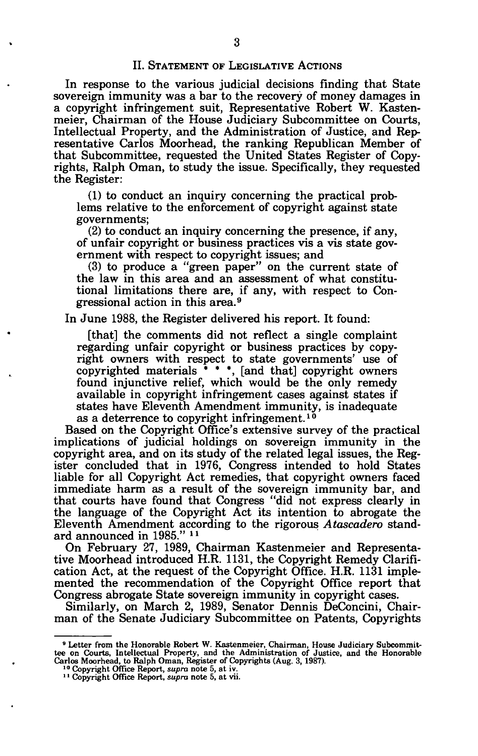## II. Statement of Legislative Actions

In response to the various judicial decisions finding that State sovereign immunity was a bar to the recovery of money damages in a copyright infringement suit, Representative Robert W. Kastenmeier, Chairman of the House Judiciary Subcommittee on Courts, Intellectual Property, and the Administration of Justice, and Representative Carlos Moorhead, the ranking Republican Member of that Subcommittee, requested the United States Register of Copyrights, Ralph Oman, to study the issue. Specifically, they requested the Register:

> (1) to conduct an inquiry concerning the practical problems relative to the enforcement of copyright against state governments;
>
> (2) to conduct an inquiry concerning the presence, if any, of unfair copyright or business practices vis a vis state government with respect to copyright issues; and
>
> (3) to produce a "green paper" on the current state of the law in this area and an assessment of what constitutional limitations there are, if any, with respect to Congressional action in this area.[9]

In June 1988, the Register delivered his report. It found:

> [that] the comments did not reflect a single complaint regarding unfair copyright or business practices by copyright owners with respect to state governments' use of copyrighted materials * * *, [and that] copyright owners found injunctive relief, which would be the only remedy available in copyright infringement cases against states if states have Eleventh Amendment immunity, is inadequate as a deterrence to copyright infringement.[10]

Based on the Copyright Office's extensive survey of the practical implications of judicial holdings on sovereign immunity in the copyright area, and on its study of the related legal issues, the Register concluded that in 1976, Congress intended to hold States liable for all Copyright Act remedies, that copyright owners faced immediate harm as a result of the sovereign immunity bar, and that courts have found that Congress "did not express clearly in the language of the Copyright Act its intention to abrogate the Eleventh Amendment according to the rigorous *Atascadero* standard announced in 1985." [11]

On February 27, 1989, Chairman Kastenmeier and Representative Moorhead introduced H.R. 1131, the Copyright Remedy Clarification Act, at the request of the Copyright Office. H.R. 1131 implemented the recommendation of the Copyright Office report that Congress abrogate State sovereign immunity in copyright cases.

Similarly, on March 2, 1989, Senator Dennis DeConcini, Chairman of the Senate Judiciary Subcommittee on Patents, Copyrights

---

[9] Letter from the Honorable Robert W. Kastenmeier, Chairman, House Judiciary Subcommittee on Courts, Intellectual Property, and the Administration of Justice, and the Honorable Carlos Moorhead, to Ralph Oman, Register of Copyrights (Aug. 3, 1987).

[10] Copyright Office Report, *supra* note 5, at iv.

[11] Copyright Office Report, *supra* note 5, at vii.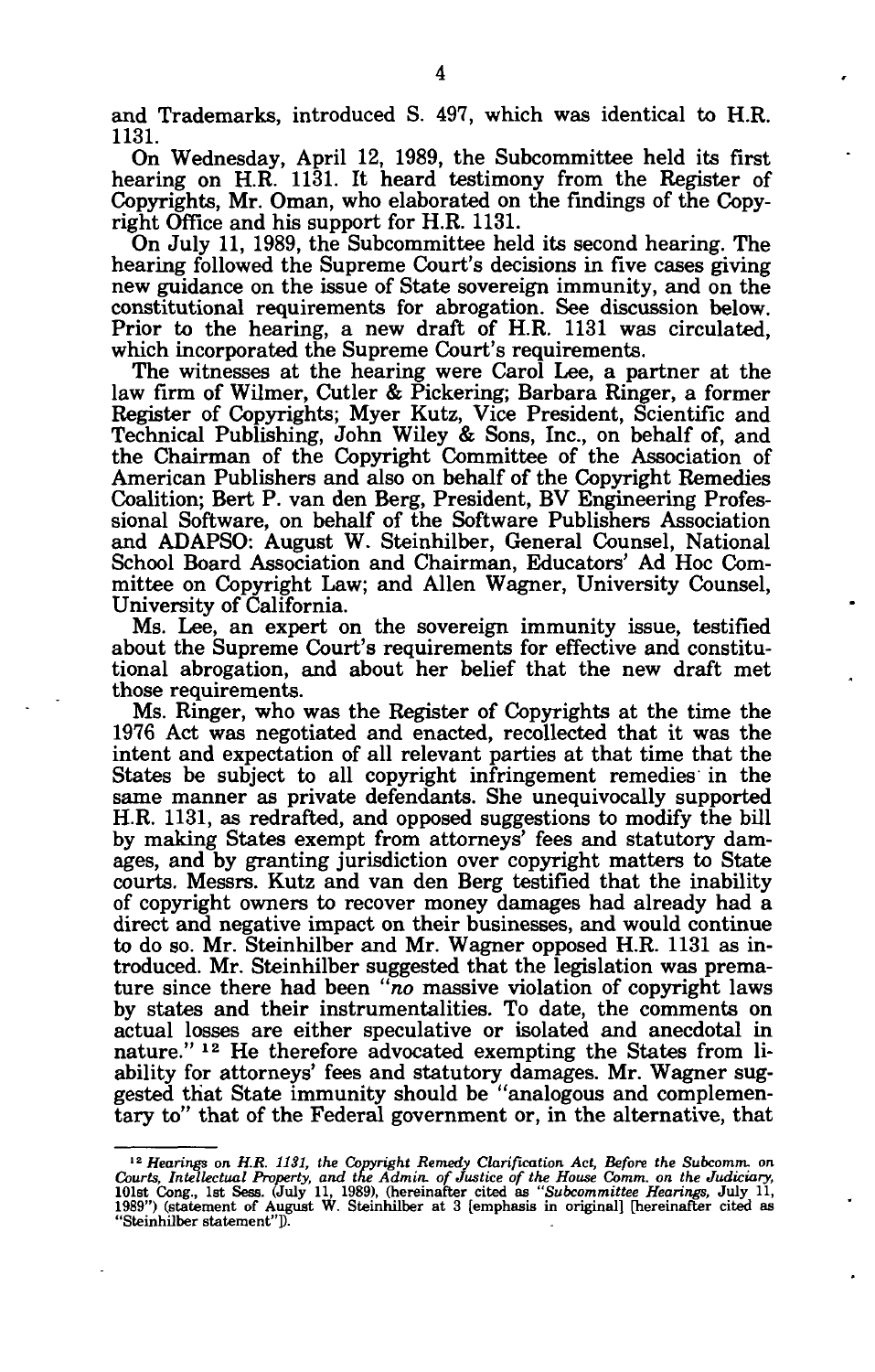and Trademarks, introduced S. 497, which was identical to H.R. 1131.

On Wednesday, April 12, 1989, the Subcommittee held its first hearing on H.R. 1131. It heard testimony from the Register of Copyrights, Mr. Oman, who elaborated on the findings of the Copyright Office and his support for H.R. 1131.

On July 11, 1989, the Subcommittee held its second hearing. The hearing followed the Supreme Court's decisions in five cases giving new guidance on the issue of State sovereign immunity, and on the constitutional requirements for abrogation. See discussion below. Prior to the hearing, a new draft of H.R. 1131 was circulated, which incorporated the Supreme Court's requirements.

The witnesses at the hearing were Carol Lee, a partner at the law firm of Wilmer, Cutler & Pickering; Barbara Ringer, a former Register of Copyrights; Myer Kutz, Vice President, Scientific and Technical Publishing, John Wiley & Sons, Inc., on behalf of, and the Chairman of the Copyright Committee of the Association of American Publishers and also on behalf of the Copyright Remedies Coalition; Bert P. van den Berg, President, BV Engineering Professional Software, on behalf of the Software Publishers Association and ADAPSO: August W. Steinhilber, General Counsel, National School Board Association and Chairman, Educators' Ad Hoc Committee on Copyright Law; and Allen Wagner, University Counsel, University of California.

Ms. Lee, an expert on the sovereign immunity issue, testified about the Supreme Court's requirements for effective and constitutional abrogation, and about her belief that the new draft met those requirements.

Ms. Ringer, who was the Register of Copyrights at the time the 1976 Act was negotiated and enacted, recollected that it was the intent and expectation of all relevant parties at that time that the States be subject to all copyright infringement remedies in the same manner as private defendants. She unequivocally supported H.R. 1131, as redrafted, and opposed suggestions to modify the bill by making States exempt from attorneys' fees and statutory damages, and by granting jurisdiction over copyright matters to State courts. Messrs. Kutz and van den Berg testified that the inability of copyright owners to recover money damages had already had a direct and negative impact on their businesses, and would continue to do so. Mr. Steinhilber and Mr. Wagner opposed H.R. 1131 as introduced. Mr. Steinhilber suggested that the legislation was premature since there had been "*no* massive violation of copyright laws by states and their instrumentalities. To date, the comments on actual losses are either speculative or isolated and anecdotal in nature." [12] He therefore advocated exempting the States from liability for attorneys' fees and statutory damages. Mr. Wagner suggested that State immunity should be "analogous and complementary to" that of the Federal government or, in the alternative, that

---

[12] *Hearings on H.R. 1131, the Copyright Remedy Clarification Act, Before the Subcomm. on Courts, Intellectual Property, and the Admin. of Justice of the House Comm. on the Judiciary,* 101st Cong., 1st Sess. (July 11, 1989), (hereinafter cited as "*Subcommittee Hearings,* July 11, 1989") (statement of August W. Steinhilber at 3 [emphasis in original] [hereinafter cited as "Steinhilber statement"]).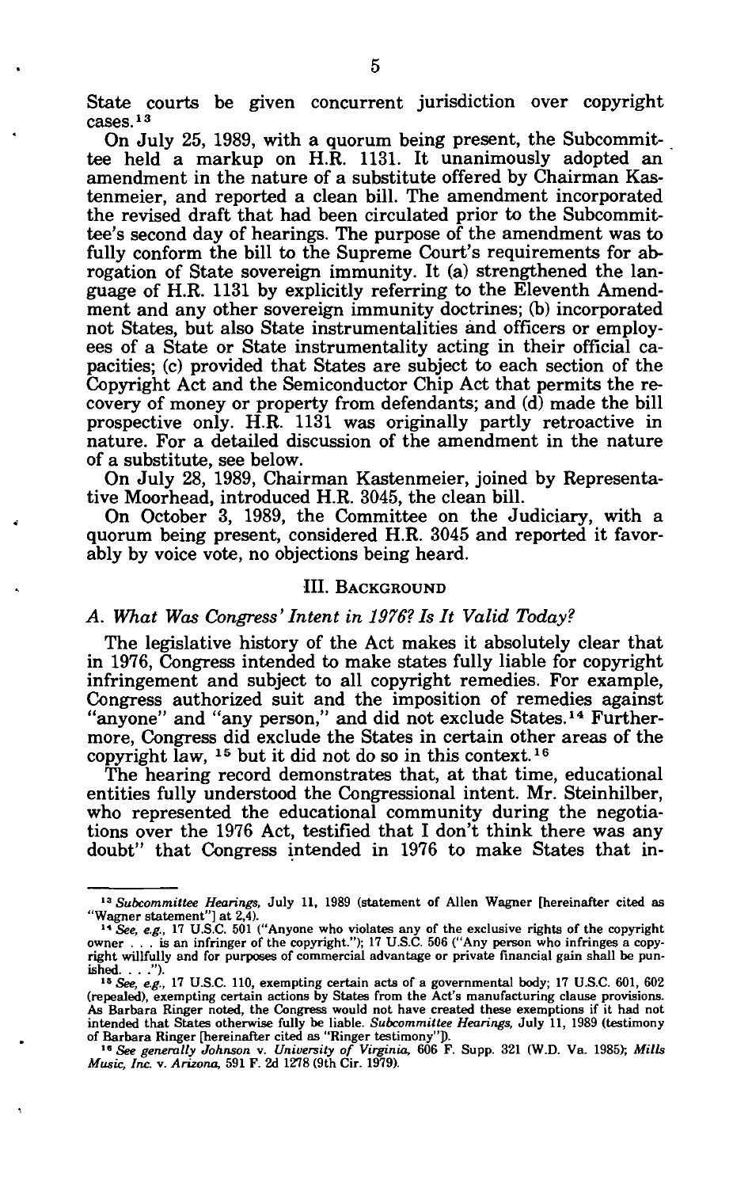State courts be given concurrent jurisdiction over copyright cases.[13]

On July 25, 1989, with a quorum being present, the Subcommittee held a markup on H.R. 1131. It unanimously adopted an amendment in the nature of a substitute offered by Chairman Kastenmeier, and reported a clean bill. The amendment incorporated the revised draft that had been circulated prior to the Subcommittee's second day of hearings. The purpose of the amendment was to fully conform the bill to the Supreme Court's requirements for abrogation of State sovereign immunity. It (a) strengthened the language of H.R. 1131 by explicitly referring to the Eleventh Amendment and any other sovereign immunity doctrines; (b) incorporated not States, but also State instrumentalities and officers or employees of a State or State instrumentality acting in their official capacities; (c) provided that States are subject to each section of the Copyright Act and the Semiconductor Chip Act that permits the recovery of money or property from defendants; and (d) made the bill prospective only. H.R. 1131 was originally partly retroactive in nature. For a detailed discussion of the amendment in the nature of a substitute, see below.

On July 28, 1989, Chairman Kastenmeier, joined by Representative Moorhead, introduced H.R. 3045, the clean bill.

On October 3, 1989, the Committee on the Judiciary, with a quorum being present, considered H.R. 3045 and reported it favorably by voice vote, no objections being heard.

## III. Background

### *A. What Was Congress' Intent in 1976? Is It Valid Today?*

The legislative history of the Act makes it absolutely clear that in 1976, Congress intended to make states fully liable for copyright infringement and subject to all copyright remedies. For example, Congress authorized suit and the imposition of remedies against "anyone" and "any person," and did not exclude States.[14] Furthermore, Congress did exclude the States in certain other areas of the copyright law, [15] but it did not do so in this context.[16]

The hearing record demonstrates that, at that time, educational entities fully understood the Congressional intent. Mr. Steinhilber, who represented the educational community during the negotiations over the 1976 Act, testified that I don't think there was any doubt" that Congress intended in 1976 to make States that in-

---

[13] *Subcommittee Hearings,* July 11, 1989 (statement of Allen Wagner [hereinafter cited as "Wagner statement"] at 2,4).

[14] *See, e.g.,* 17 U.S.C. 501 ("Anyone who violates any of the exclusive rights of the copyright owner . . . is an infringer of the copyright."); 17 U.S.C. 506 ("Any person who infringes a copyright willfully and for purposes of commercial advantage or private financial gain shall be punished. . . .").

[15] *See, e.g.,* 17 U.S.C. 110, exempting certain acts of a governmental body; 17 U.S.C. 601, 602 (repealed), exempting certain actions by States from the Act's manufacturing clause provisions. As Barbara Ringer noted, the Congress would not have created these exemptions if it had not intended that States otherwise fully be liable. *Subcommittee Hearings,* July 11, 1989 (testimony of Barbara Ringer [hereinafter cited as "Ringer testimony"]).

[16] *See generally Johnson* v. *University of Virginia,* 606 F. Supp. 321 (W.D. Va. 1985); *Mills Music, Inc.* v. *Arizona,* 591 F. 2d 1278 (9th Cir. 1979).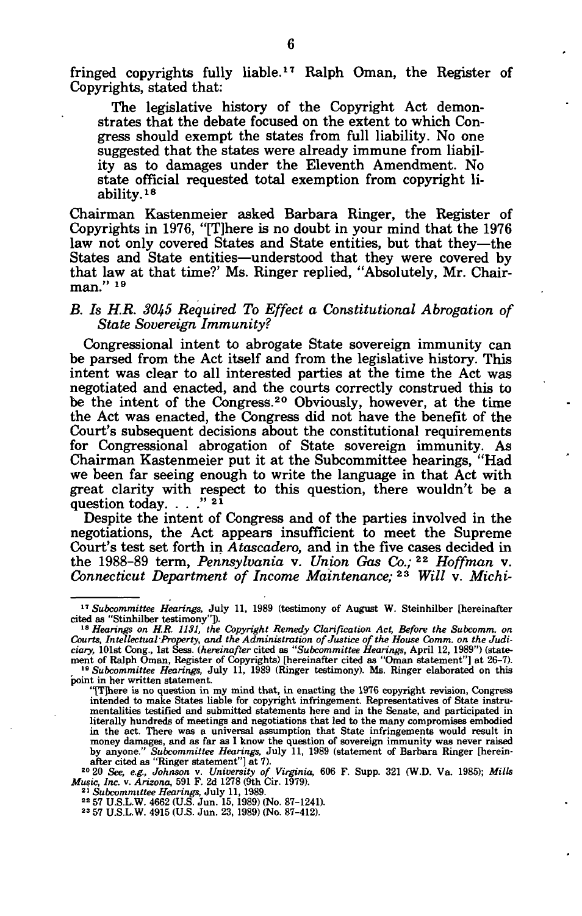fringed copyrights fully liable.[17] Ralph Oman, the Register of Copyrights, stated that:

> The legislative history of the Copyright Act demonstrates that the debate focused on the extent to which Congress should exempt the states from full liability. No one suggested that the states were already immune from liability as to damages under the Eleventh Amendment. No state official requested total exemption from copyright liability.[18]

Chairman Kastenmeier asked Barbara Ringer, the Register of Copyrights in 1976, "[T]here is no doubt in your mind that the 1976 law not only covered States and State entities, but that they—the States and State entities—understood that they were covered by that law at that time?' Ms. Ringer replied, "Absolutely, Mr. Chairman." [19]

### *B. Is H.R. 3045 Required To Effect a Constitutional Abrogation of State Sovereign Immunity?*

Congressional intent to abrogate State sovereign immunity can be parsed from the Act itself and from the legislative history. This intent was clear to all interested parties at the time the Act was negotiated and enacted, and the courts correctly construed this to be the intent of the Congress.[20] Obviously, however, at the time the Act was enacted, the Congress did not have the benefit of the Court's subsequent decisions about the constitutional requirements for Congressional abrogation of State sovereign immunity. As Chairman Kastenmeier put it at the Subcommittee hearings, "Had we been far seeing enough to write the language in that Act with great clarity with respect to this question, there wouldn't be a question today. . . ." [21]

Despite the intent of Congress and of the parties involved in the negotiations, the Act appears insufficient to meet the Supreme Court's test set forth in *Atascadero,* and in the five cases decided in the 1988-89 term, *Pennsylvania* v. *Union Gas Co.;* [22] *Hoffman* v. *Connecticut Department of Income Maintenance;* [23] *Will* v. *Michi-*

---

[17] *Subcommittee Hearings,* July 11, 1989 (testimony of August W. Steinhilber [hereinafter cited as "Stinhilber testimony"]).

[18] *Hearings on H.R. 1131, the Copyright Remedy Clarification Act, Before the Subcomm. on Courts, Intellectual Property, and the Administration of Justice of the House Comm. on the Judiciary,* 101st Cong., 1st Sess. (*hereinafter* cited as "*Subcommittee Hearings,* April 12, 1989") (statement of Ralph Oman, Register of Copyrights) [hereinafter cited as "Oman statement"] at 26–7).

[19] *Subcommittee Hearings,* July 11, 1989 (Ringer testimony). Ms. Ringer elaborated on this point in her written statement.

"[T]here is no question in my mind that, in enacting the 1976 copyright revision, Congress intended to make States liable for copyright infringement. Representatives of State instrumentalities testified and submitted statements here and in the Senate, and participated in literally hundreds of meetings and negotiations that led to the many compromises embodied in the act. There was a universal assumption that State infringements would result in money damages, and as far as I know the question of sovereign immunity was never raised by anyone." *Subcommittee Hearings,* July 11, 1989 (statement of Barbara Ringer [hereinafter cited as "Ringer statement"] at 7).

[20] 20 *See, e.g., Johnson* v. *University of Virginia,* 606 F. Supp. 321 (W.D. Va. 1985); *Mills Music, Inc.* v. *Arizona,* 591 F. 2d 1278 (9th Cir. 1979).

[21] *Subcommittee Hearings,* July 11, 1989.

[22] 57 U.S.L.W. 4662 (U.S. Jun. 15, 1989) (No. 87-1241).

[23] 57 U.S.L.W. 4915 (U.S. Jun. 23, 1989) (No. 87-412).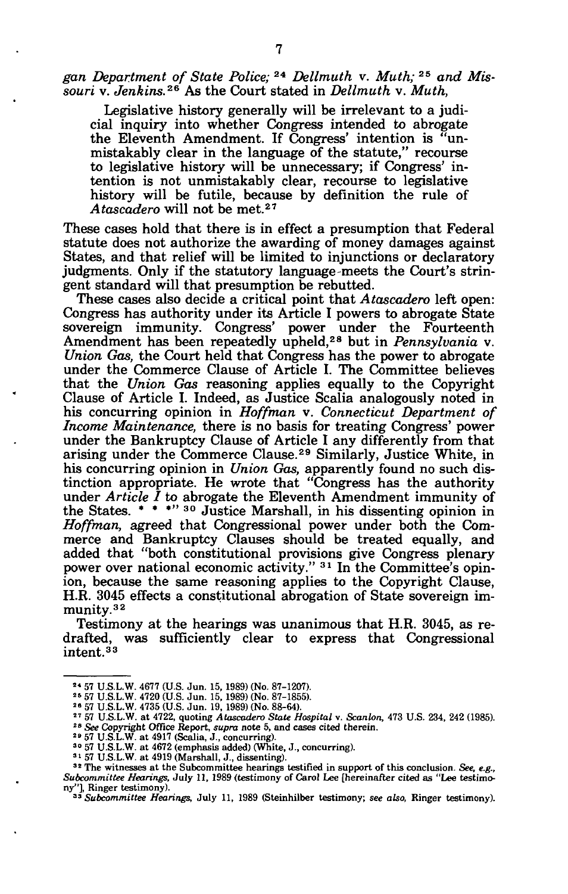*gan Department of State Police;* [24] *Dellmuth* v. *Muth;* [25] and *Missouri* v. *Jenkins.*[26] As the Court stated in *Dellmuth* v. *Muth,*

> Legislative history generally will be irrelevant to a judicial inquiry into whether Congress intended to abrogate the Eleventh Amendment. If Congress' intention is "unmistakably clear in the language of the statute," recourse to legislative history will be unnecessary; if Congress' intention is not unmistakably clear, recourse to legislative history will be futile, because by definition the rule of *Atascadero* will not be met.[27]

These cases hold that there is in effect a presumption that Federal statute does not authorize the awarding of money damages against States, and that relief will be limited to injunctions or declaratory judgments. Only if the statutory language meets the Court's stringent standard will that presumption be rebutted.

These cases also decide a critical point that *Atascadero* left open: Congress has authority under its Article I powers to abrogate State sovereign immunity. Congress' power under the Fourteenth Amendment has been repeatedly upheld,[28] but in *Pennsylvania* v. *Union Gas,* the Court held that Congress has the power to abrogate under the Commerce Clause of Article I. The Committee believes that the *Union Gas* reasoning applies equally to the Copyright Clause of Article I. Indeed, as Justice Scalia analogously noted in his concurring opinion in *Hoffman* v. *Connecticut Department of Income Maintenance,* there is no basis for treating Congress' power under the Bankruptcy Clause of Article I any differently from that arising under the Commerce Clause.[29] Similarly, Justice White, in his concurring opinion in *Union Gas,* apparently found no such distinction appropriate. He wrote that "Congress has the authority under *Article I* to abrogate the Eleventh Amendment immunity of the States. * * *"[30] Justice Marshall, in his dissenting opinion in *Hoffman,* agreed that Congressional power under both the Commerce and Bankruptcy Clauses should be treated equally, and added that "both constitutional provisions give Congress plenary power over national economic activity."[31] In the Committee's opinion, because the same reasoning applies to the Copyright Clause, H.R. 3045 effects a constitutional abrogation of State sovereign immunity.[32]

Testimony at the hearings was unanimous that H.R. 3045, as redrafted, was sufficiently clear to express that Congressional intent.[33]

---

[24] 57 U.S.L.W. 4677 (U.S. Jun. 15, 1989) (No. 87-1207).

[25] 57 U.S.L.W. 4720 (U.S. Jun. 15, 1989) (No. 87-1855).

[26] 57 U.S.L.W. 4735 (U.S. Jun. 19, 1989) (No. 88-64).

[27] 57 U.S.L.W. at 4722, quoting *Atascadero State Hospital* v. *Scanlon,* 473 U.S. 234, 242 (1985).

[28] *See Copyright Office Report, supra* note 5, and cases cited therein.

[29] 57 U.S.L.W. at 4917 (Scalia, J., concurring).

[30] 57 U.S.L.W. at 4672 (emphasis added) (White, J., concurring).

[31] 57 U.S.L.W. at 4919 (Marshall, J., dissenting).

[32] The witnesses at the Subcommittee hearings testified in support of this conclusion. *See, e.g., Subcommittee Hearings,* July 11, 1989 (testimony of Carol Lee [hereinafter cited as "Lee testimony"], Ringer testimony).

[33] *Subcommittee Hearings,* July 11, 1989 (Steinhilber testimony; *see also,* Ringer testimony).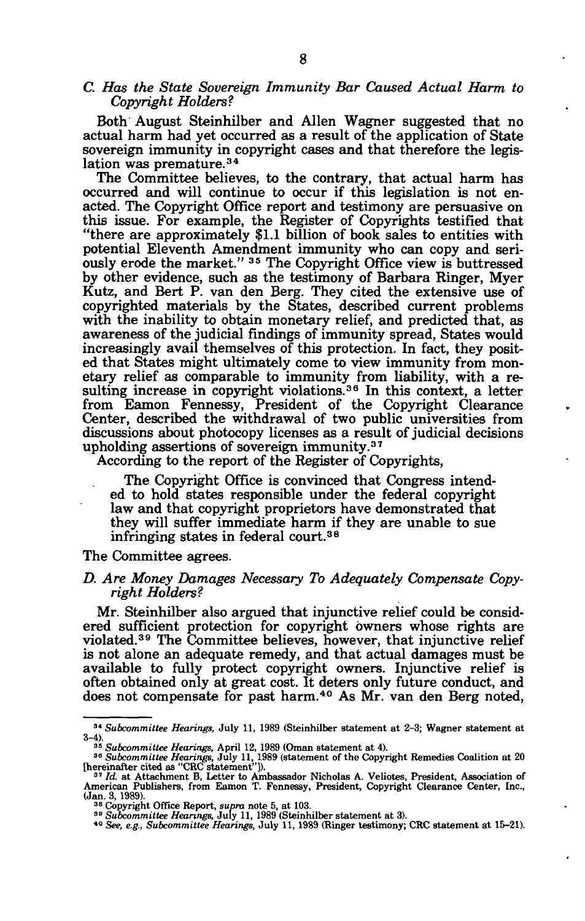### *C. Has the State Sovereign Immunity Bar Caused Actual Harm to Copyright Holders?*

Both August Steinhilber and Allen Wagner suggested that no actual harm had yet occurred as a result of the application of State sovereign immunity in copyright cases and that therefore the legislation was premature.[34]

The Committee believes, to the contrary, that actual harm has occurred and will continue to occur if this legislation is not enacted. The Copyright Office report and testimony are persuasive on this issue. For example, the Register of Copyrights testified that "there are approximately $1.1 billion of book sales to entities with potential Eleventh Amendment immunity who can copy and seriously erode the market." [35] The Copyright Office view is buttressed by other evidence, such as the testimony of Barbara Ringer, Myer Kutz, and Bert P. van den Berg. They cited the extensive use of copyrighted materials by the States, described current problems with the inability to obtain monetary relief, and predicted that, as awareness of the judicial findings of immunity spread, States would increasingly avail themselves of this protection. In fact, they posited that States might ultimately come to view immunity from monetary relief as comparable to immunity from liability, with a resulting increase in copyright violations.[36] In this context, a letter from Eamon Fennessy, President of the Copyright Clearance Center, described the withdrawal of two public universities from discussions about photocopy licenses as a result of judicial decisions upholding assertions of sovereign immunity.[37]

According to the report of the Register of Copyrights,

> The Copyright Office is convinced that Congress intended to hold states responsible under the federal copyright law and that copyright proprietors have demonstrated that they will suffer immediate harm if they are unable to sue infringing states in federal court.[38]

The Committee agrees.

### *D. Are Money Damages Necessary To Adequately Compensate Copyright Holders?*

Mr. Steinhilber also argued that injunctive relief could be considered sufficient protection for copyright owners whose rights are violated.[39] The Committee believes, however, that injunctive relief is not alone an adequate remedy, and that actual damages must be available to fully protect copyright owners. Injunctive relief is often obtained only at great cost. It deters only future conduct, and does not compensate for past harm.[40] As Mr. van den Berg noted,

---

[34] *Subcommittee Hearings,* July 11, 1989 (Steinhilber statement at 2–3; Wagner statement at 3–4).

[35] *Subcommittee Hearings,* April 12, 1989 (Oman statement at 4).

[36] *Subcommittee Hearings,* July 11, 1989 (statement of the Copyright Remedies Coalition at 20 [hereinafter cited as "CRC statement"]).

[37] *Id.* at Attachment B, Letter to Ambassador Nicholas A. Veliotes, President, Association of American Publishers, from Eamon T. Fennessy, President, Copyright Clearance Center, Inc., (Jan. 3, 1989).

[38] Copyright Office Report, *supra* note 5, at 103.

[39] *Subcommittee Hearings,* July 11, 1989 (Steinhilber statement at 3).

[40] *See, e.g., Subcommittee Hearings,* July 11, 1989 (Ringer testimony; CRC statement at 15–21).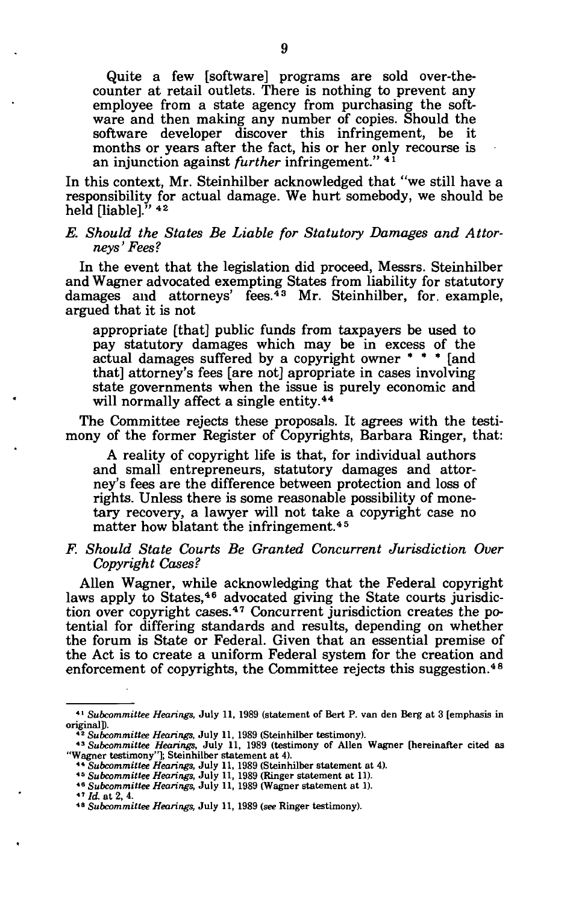> Quite a few [software] programs are sold over-the-counter at retail outlets. There is nothing to prevent any employee from a state agency from purchasing the software and then making any number of copies. Should the software developer discover this infringement, be it months or years after the fact, his or her only recourse is an injunction against *further* infringement." [41]

In this context, Mr. Steinhilber acknowledged that "we still have a responsibility for actual damage. We hurt somebody, we should be held [liable]." [42]

### *E. Should the States Be Liable for Statutory Damages and Attorneys' Fees?*

In the event that the legislation did proceed, Messrs. Steinhilber and Wagner advocated exempting States from liability for statutory damages and attorneys' fees. [43] Mr. Steinhilber, for example, argued that it is not

> appropriate [that] public funds from taxpayers be used to pay statutory damages which may be in excess of the actual damages suffered by a copyright owner * * * [and that] attorney's fees [are not] apropriate in cases involving state governments when the issue is purely economic and will normally affect a single entity. [44]

The Committee rejects these proposals. It agrees with the testimony of the former Register of Copyrights, Barbara Ringer, that:

> A reality of copyright life is that, for individual authors and small entrepreneurs, statutory damages and attorney's fees are the difference between protection and loss of rights. Unless there is some reasonable possibility of monetary recovery, a lawyer will not take a copyright case no matter how blatant the infringement. [45]

### *F. Should State Courts Be Granted Concurrent Jurisdiction Over Copyright Cases?*

Allen Wagner, while acknowledging that the Federal copyright laws apply to States, [46] advocated giving the State courts jurisdiction over copyright cases. [47] Concurrent jurisdiction creates the potential for differing standards and results, depending on whether the forum is State or Federal. Given that an essential premise of the Act is to create a uniform Federal system for the creation and enforcement of copyrights, the Committee rejects this suggestion. [48]

---

[41] *Subcommittee Hearings,* July 11, 1989 (statement of Bert P. van den Berg at 3 [emphasis in original]).

[42] *Subcommittee Hearings,* July 11, 1989 (Steinhilber testimony).

[43] *Subcommittee Hearings,* July 11, 1989 (testimony of Allen Wagner [hereinafter cited as "Wagner testimony"]; Steinhilber statement at 4).

[44] *Subcommittee Hearings,* July 11, 1989 (Steinhilber statement at 4).

[45] *Subcommittee Hearings,* July 11, 1989 (Ringer statement at 11).

[46] *Subcommittee Hearings,* July 11, 1989 (Wagner statement at 1).

[47] *Id.* at 2, 4.

[48] *Subcommittee Hearings,* July 11, 1989 (*see* Ringer testimony).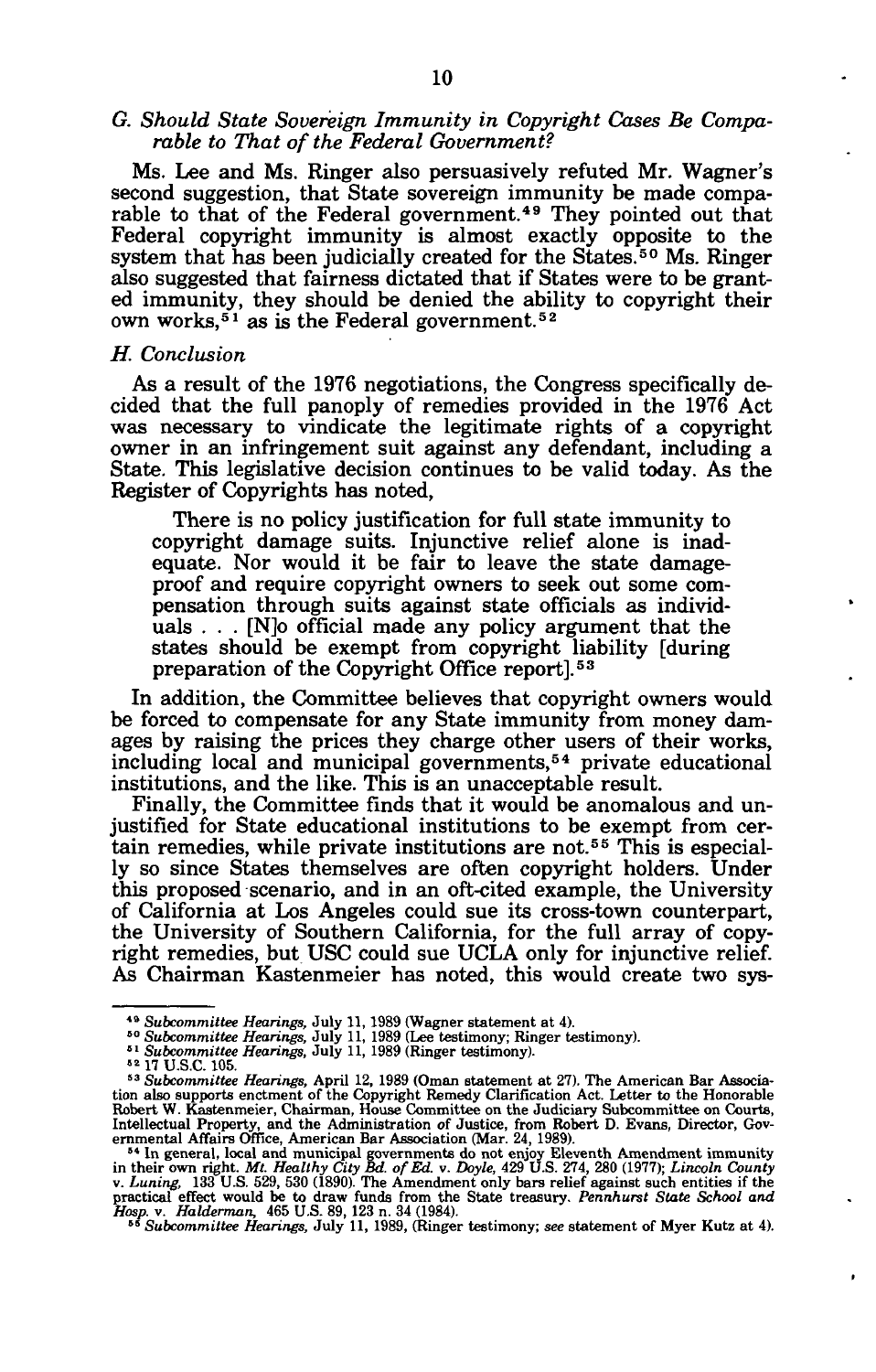### G. Should State Sovereign Immunity in Copyright Cases Be Comparable to That of the Federal Government?

Ms. Lee and Ms. Ringer also persuasively refuted Mr. Wagner's second suggestion, that State sovereign immunity be made comparable to that of the Federal government.[49] They pointed out that Federal copyright immunity is almost exactly opposite to the system that has been judicially created for the States.[50] Ms. Ringer also suggested that fairness dictated that if States were to be granted immunity, they should be denied the ability to copyright their own works,[51] as is the Federal government.[52]

### H. Conclusion

As a result of the 1976 negotiations, the Congress specifically decided that the full panoply of remedies provided in the 1976 Act was necessary to vindicate the legitimate rights of a copyright owner in an infringement suit against any defendant, including a State. This legislative decision continues to be valid today. As the Register of Copyrights has noted,

> There is no policy justification for full state immunity to copyright damage suits. Injunctive relief alone is inadequate. Nor would it be fair to leave the state damage-proof and require copyright owners to seek out some compensation through suits against state officials as individuals . . . [N]o official made any policy argument that the states should be exempt from copyright liability [during preparation of the Copyright Office report].[53]

In addition, the Committee believes that copyright owners would be forced to compensate for any State immunity from money damages by raising the prices they charge other users of their works, including local and municipal governments,[54] private educational institutions, and the like. This is an unacceptable result.

Finally, the Committee finds that it would be anomalous and unjustified for State educational institutions to be exempt from certain remedies, while private institutions are not.[55] This is especially so since States themselves are often copyright holders. Under this proposed scenario, and in an oft-cited example, the University of California at Los Angeles could sue its cross-town counterpart, the University of Southern California, for the full array of copyright remedies, but USC could sue UCLA only for injunctive relief. As Chairman Kastenmeier has noted, this would create two sys-

---

[49] *Subcommittee Hearings,* July 11, 1989 (Wagner statement at 4).

[50] *Subcommittee Hearings,* July 11, 1989 (Lee testimony; Ringer testimony).

[51] *Subcommittee Hearings,* July 11, 1989 (Ringer testimony).

[52] 17 U.S.C. 105.

[53] *Subcommittee Hearings,* April 12, 1989 (Oman statement at 27). The American Bar Association also supports enctment of the Copyright Remedy Clarification Act. Letter to the Honorable Robert W. Kastenmeier, Chairman, House Committee on the Judiciary Subcommittee on Courts, Intellectual Property, and the Administration of Justice, from Robert D. Evans, Director, Governmental Affairs Office, American Bar Association (Mar. 24, 1989).

[54] In general, local and municipal governments do not enjoy Eleventh Amendment immunity in their own right. *Mt. Healthy City Bd. of Ed. v. Doyle,* 429 U.S. 274, 280 (1977); *Lincoln County v. Luning,* 133 U.S. 529, 530 (1890). The Amendment only bars relief against such entities if the practical effect would be to draw funds from the State treasury. *Pennhurst State School and Hosp. v. Halderman,* 465 U.S. 89, 123 n. 34 (1984).

[55] *Subcommittee Hearings,* July 11, 1989, (Ringer testimony; *see* statement of Myer Kutz at 4).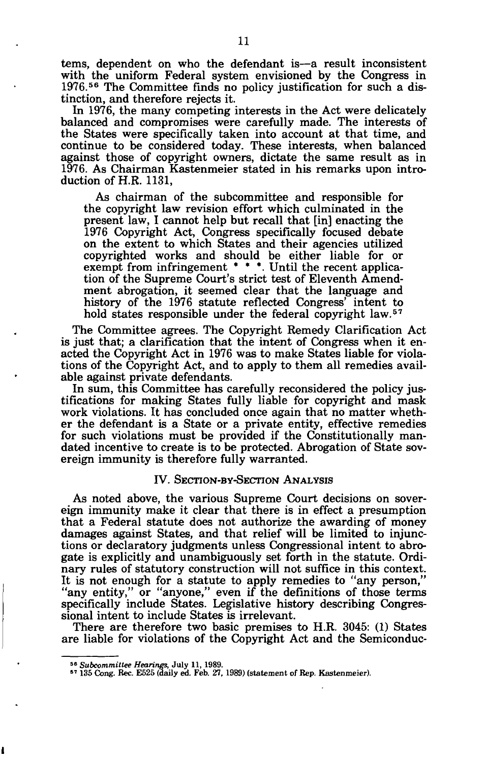tems, dependent on who the defendant is—a result inconsistent with the uniform Federal system envisioned by the Congress in 1976.[56] The Committee finds no policy justification for such a distinction, and therefore rejects it.

In 1976, the many competing interests in the Act were delicately balanced and compromises were carefully made. The interests of the States were specifically taken into account at that time, and continue to be considered today. These interests, when balanced against those of copyright owners, dictate the same result as in 1976. As Chairman Kastenmeier stated in his remarks upon introduction of H.R. 1131,

> As chairman of the subcommittee and responsible for the copyright law revision effort which culminated in the present law, I cannot help but recall that [in] enacting the 1976 Copyright Act, Congress specifically focused debate on the extent to which States and their agencies utilized copyrighted works and should be either liable for or exempt from infringement * * *. Until the recent application of the Supreme Court's strict test of Eleventh Amendment abrogation, it seemed clear that the language and history of the 1976 statute reflected Congress' intent to hold states responsible under the federal copyright law.[57]

The Committee agrees. The Copyright Remedy Clarification Act is just that; a clarification that the intent of Congress when it enacted the Copyright Act in 1976 was to make States liable for violations of the Copyright Act, and to apply to them all remedies available against private defendants.

In sum, this Committee has carefully reconsidered the policy justifications for making States fully liable for copyright and mask work violations. It has concluded once again that no matter whether the defendant is a State or a private entity, effective remedies for such violations must be provided if the Constitutionally mandated incentive to create is to be protected. Abrogation of State sovereign immunity is therefore fully warranted.

## IV. Section-by-Section Analysis

As noted above, the various Supreme Court decisions on sovereign immunity make it clear that there is in effect a presumption that a Federal statute does not authorize the awarding of money damages against States, and that relief will be limited to injunctions or declaratory judgments unless Congressional intent to abrogate is explicitly and unambiguously set forth in the statute. Ordinary rules of statutory construction will not suffice in this context. It is not enough for a statute to apply remedies to "any person," "any entity," or "anyone," even if the definitions of those terms specifically include States. Legislative history describing Congressional intent to include States is irrelevant.

There are therefore two basic premises to H.R. 3045: (1) States are liable for violations of the Copyright Act and the Semiconduc-

---

[56] *Subcommittee Hearings*, July 11, 1989.

[57] 135 Cong. Rec. E525 (daily ed. Feb. 27, 1989) (statement of Rep. Kastenmeier).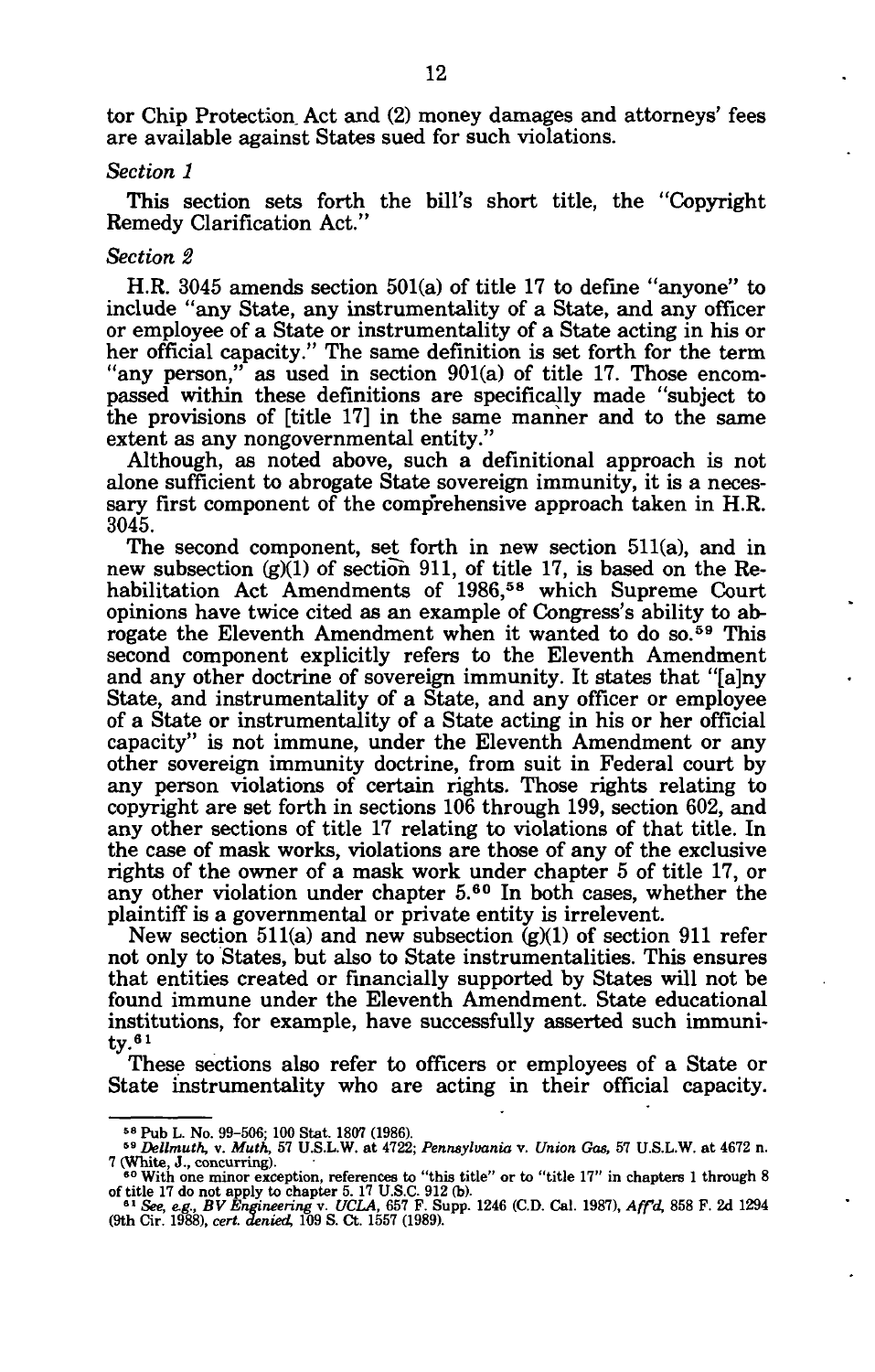tor Chip Protection Act and (2) money damages and attorneys' fees are available against States sued for such violations.

*Section 1*

This section sets forth the bill's short title, the "Copyright Remedy Clarification Act."

*Section 2*

H.R. 3045 amends section 501(a) of title 17 to define "anyone" to include "any State, any instrumentality of a State, and any officer or employee of a State or instrumentality of a State acting in his or her official capacity." The same definition is set forth for the term "any person," as used in section 901(a) of title 17. Those encompassed within these definitions are specifically made "subject to the provisions of [title 17] in the same manner and to the same extent as any nongovernmental entity."

Although, as noted above, such a definitional approach is not alone sufficient to abrogate State sovereign immunity, it is a necessary first component of the comprehensive approach taken in H.R. 3045.

The second component, set forth in new section 511(a), and in new subsection (g)(1) of section 911, of title 17, is based on the Rehabilitation Act Amendments of 1986,[58] which Supreme Court opinions have twice cited as an example of Congress's ability to abrogate the Eleventh Amendment when it wanted to do so.[59] This second component explicitly refers to the Eleventh Amendment and any other doctrine of sovereign immunity. It states that "[a]ny State, and instrumentality of a State, and any officer or employee of a State or instrumentality of a State acting in his or her official capacity" is not immune, under the Eleventh Amendment or any other sovereign immunity doctrine, from suit in Federal court by any person violations of certain rights. Those rights relating to copyright are set forth in sections 106 through 199, section 602, and any other sections of title 17 relating to violations of that title. In the case of mask works, violations are those of any of the exclusive rights of the owner of a mask work under chapter 5 of title 17, or any other violation under chapter 5.[60] In both cases, whether the plaintiff is a governmental or private entity is irrelevent.

New section 511(a) and new subsection (g)(1) of section 911 refer not only to States, but also to State instrumentalities. This ensures that entities created or financially supported by States will not be found immune under the Eleventh Amendment. State educational institutions, for example, have successfully asserted such immunity.[61]

These sections also refer to officers or employees of a State or State instrumentality who are acting in their official capacity.

---

[58] Pub L. No. 99-506; 100 Stat. 1807 (1986).

[59] *Dellmuth,* v. *Muth,* 57 U.S.L.W. at 4722; *Pennsylvania* v. *Union Gas,* 57 U.S.L.W. at 4672 n. 7 (White, J., concurring).

[60] With one minor exception, references to "this title" or to "title 17" in chapters 1 through 8 of title 17 do not apply to chapter 5. 17 U.S.C. 912 (b).

[61] *See, e.g., BV Engineering* v. *UCLA,* 657 F. Supp. 1246 (C.D. Cal. 1987), *Aff'd,* 858 F. 2d 1294 (9th Cir. 1988), *cert. denied,* 109 S. Ct. 1557 (1989).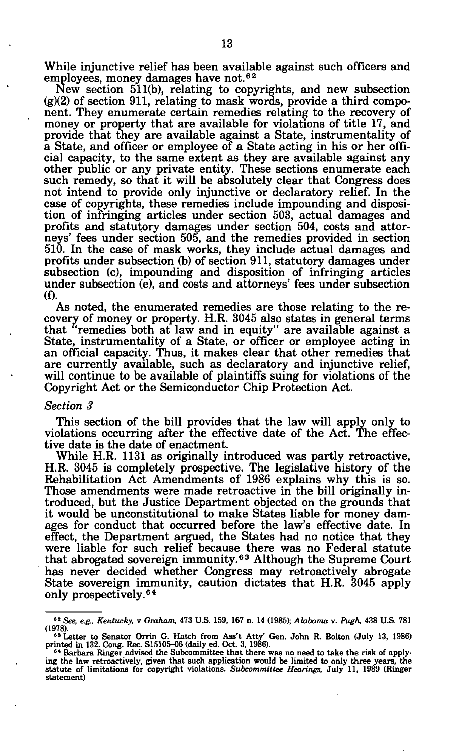While injunctive relief has been available against such officers and employees, money damages have not.[62]

New section 511(b), relating to copyrights, and new subsection (g)(2) of section 911, relating to mask words, provide a third component. They enumerate certain remedies relating to the recovery of money or property that are available for violations of title 17, and provide that they are available against a State, instrumentality of a State, and officer or employee of a State acting in his or her official capacity, to the same extent as they are available against any other public or any private entity. These sections enumerate each such remedy, so that it will be absolutely clear that Congress does not intend to provide only injunctive or declaratory relief. In the case of copyrights, these remedies include impounding and disposition of infringing articles under section 503, actual damages and profits and statutory damages under section 504, costs and attorneys' fees under section 505, and the remedies provided in section 510. In the case of mask works, they include actual damages and profits under subsection (b) of section 911, statutory damages under subsection (c), impounding and disposition of infringing articles under subsection (e), and costs and attorneys' fees under subsection (f).

As noted, the enumerated remedies are those relating to the recovery of money or property. H.R. 3045 also states in general terms that "remedies both at law and in equity" are available against a State, instrumentality of a State, or officer or employee acting in an official capacity. Thus, it makes clear that other remedies that are currently available, such as declaratory and injunctive relief, will continue to be available of plaintiffs suing for violations of the Copyright Act or the Semiconductor Chip Protection Act.

### *Section 3*

This section of the bill provides that the law will apply only to violations occurring after the effective date of the Act. The effective date is the date of enactment.

While H.R. 1131 as originally introduced was partly retroactive, H.R. 3045 is completely prospective. The legislative history of the Rehabilitation Act Amendments of 1986 explains why this is so. Those amendments were made retroactive in the bill originally introduced, but the Justice Department objected on the grounds that it would be unconstitutional to make States liable for money damages for conduct that occurred before the law's effective date. In effect, the Department argued, the States had no notice that they were liable for such relief because there was no Federal statute that abrogated sovereign immunity.[63] Although the Supreme Court has never decided whether Congress may retroactively abrogate State sovereign immunity, caution dictates that H.R. 3045 apply only prospectively.[64]

---

[62] *See, e.g., Kentucky,* v *Graham,* 473 U.S. 159, 167 n. 14 (1985); *Alabama v. Pugh,* 438 U.S. 781 (1978).

[63] Letter to Senator Orrin G. Hatch from Ass't Atty' Gen. John R. Bolton (July 13, 1986) printed in 132. Cong. Rec. S15105–06 (daily ed. Oct. 3, 1986).

[64] Barbara Ringer advised the Subcommittee that there was no need to take the risk of applying the law retroactively, given that such application would be limited to only three years, the statute of limitations for copyright violations. *Subcommittee Hearings,* July 11, 1989 (Ringer statement)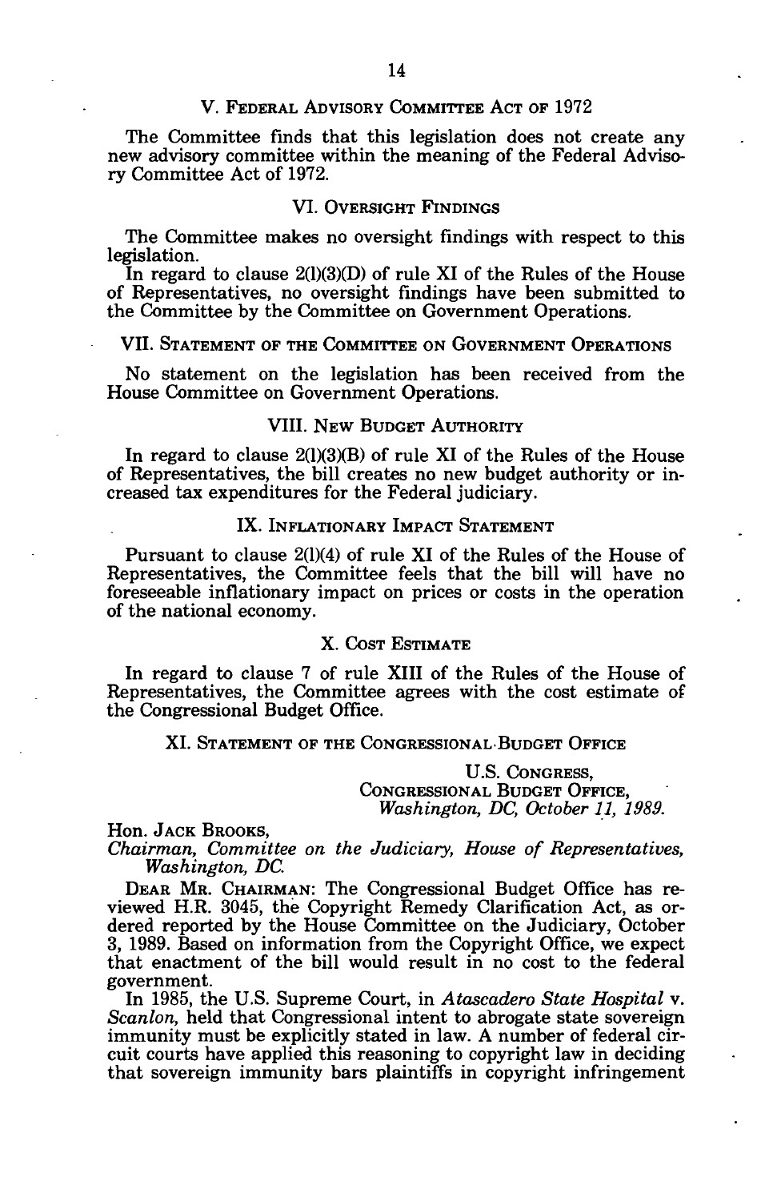## V. Federal Advisory Committee Act of 1972

The Committee finds that this legislation does not create any new advisory committee within the meaning of the Federal Advisory Committee Act of 1972.

## VI. Oversight Findings

The Committee makes no oversight findings with respect to this legislation.

In regard to clause 2(l)(3)(D) of rule XI of the Rules of the House of Representatives, no oversight findings have been submitted to the Committee by the Committee on Government Operations.

## VII. Statement of the Committee on Government Operations

No statement on the legislation has been received from the House Committee on Government Operations.

## VIII. New Budget Authority

In regard to clause 2(l)(3)(B) of rule XI of the Rules of the House of Representatives, the bill creates no new budget authority or increased tax expenditures for the Federal judiciary.

## IX. Inflationary Impact Statement

Pursuant to clause 2(l)(4) of rule XI of the Rules of the House of Representatives, the Committee feels that the bill will have no foreseeable inflationary impact on prices or costs in the operation of the national economy.

## X. Cost Estimate

In regard to clause 7 of rule XIII of the Rules of the House of Representatives, the Committee agrees with the cost estimate of the Congressional Budget Office.

## XI. Statement of the Congressional Budget Office

U.S. Congress,
Congressional Budget Office,
*Washington, DC, October 11, 1989.*

Hon. Jack Brooks,
*Chairman, Committee on the Judiciary, House of Representatives, Washington, DC.*

Dear Mr. Chairman: The Congressional Budget Office has reviewed H.R. 3045, the Copyright Remedy Clarification Act, as ordered reported by the House Committee on the Judiciary, October 3, 1989. Based on information from the Copyright Office, we expect that enactment of the bill would result in no cost to the federal government.

In 1985, the U.S. Supreme Court, in *Atascadero State Hospital* v. *Scanlon,* held that Congressional intent to abrogate state sovereign immunity must be explicitly stated in law. A number of federal circuit courts have applied this reasoning to copyright law in deciding that sovereign immunity bars plaintiffs in copyright infringement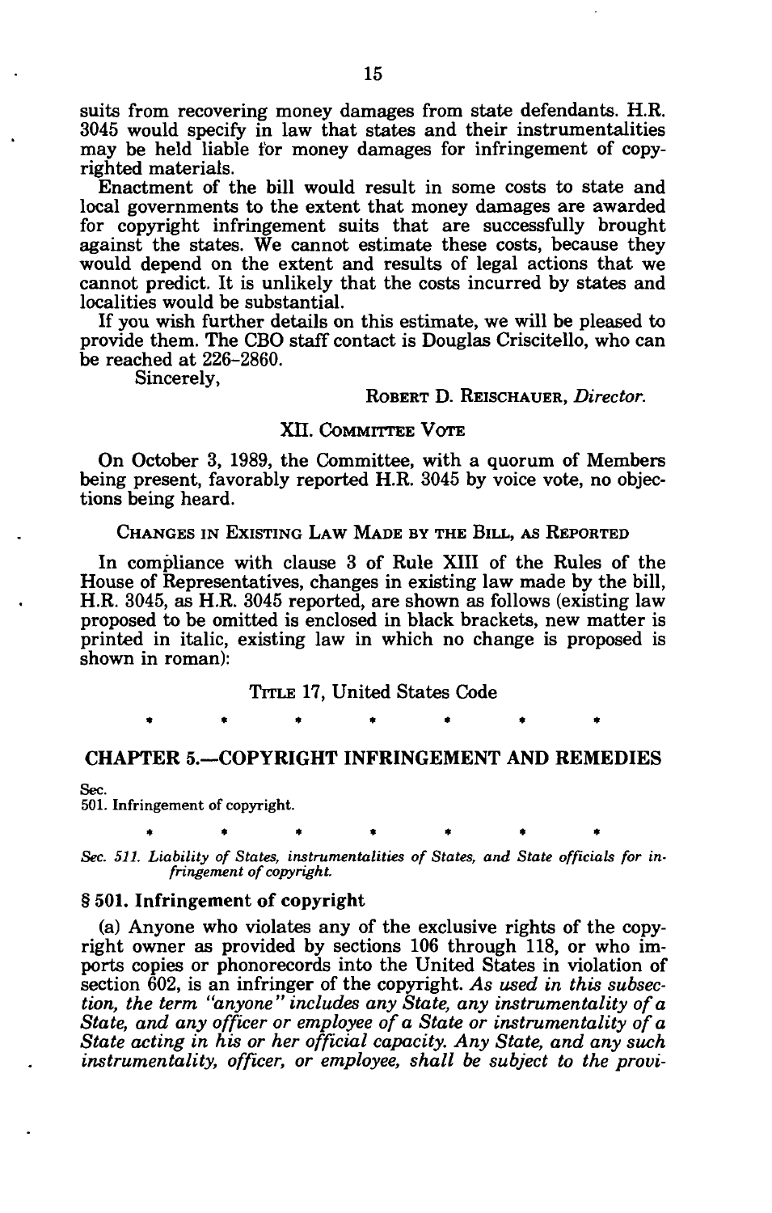suits from recovering money damages from state defendants. H.R. 3045 would specify in law that states and their instrumentalities may be held liable for money damages for infringement of copyrighted materials.

Enactment of the bill would result in some costs to state and local governments to the extent that money damages are awarded for copyright infringement suits that are successfully brought against the states. We cannot estimate these costs, because they would depend on the extent and results of legal actions that we cannot predict. It is unlikely that the costs incurred by states and localities would be substantial.

If you wish further details on this estimate, we will be pleased to provide them. The CBO staff contact is Douglas Criscitello, who can be reached at 226-2860.

Sincerely,

ROBERT D. REISCHAUER, *Director.*

## XII. COMMITTEE VOTE

On October 3, 1989, the Committee, with a quorum of Members being present, favorably reported H.R. 3045 by voice vote, no objections being heard.

## CHANGES IN EXISTING LAW MADE BY THE BILL, AS REPORTED

In compliance with clause 3 of Rule XIII of the Rules of the House of Representatives, changes in existing law made by the bill, H.R. 3045, as H.R. 3045 reported, are shown as follows (existing law proposed to be omitted is enclosed in black brackets, new matter is printed in italic, existing law in which no change is proposed is shown in roman):

TITLE 17, United States Code

\* \* \* \* \* \* \*

## CHAPTER 5.—COPYRIGHT INFRINGEMENT AND REMEDIES

Sec.
501. Infringement of copyright.

\* \* \* \* \* \* \*

*Sec. 511. Liability of States, instrumentalities of States, and State officials for infringement of copyright.*

### § 501. Infringement of copyright

(a) Anyone who violates any of the exclusive rights of the copyright owner as provided by sections 106 through 118, or who imports copies or phonorecords into the United States in violation of section 602, is an infringer of the copyright. *As used in this subsection, the term "anyone" includes any State, any instrumentality of a State, and any officer or employee of a State or instrumentality of a State acting in his or her official capacity. Any State, and any such instrumentality, officer, or employee, shall be subject to the provi-*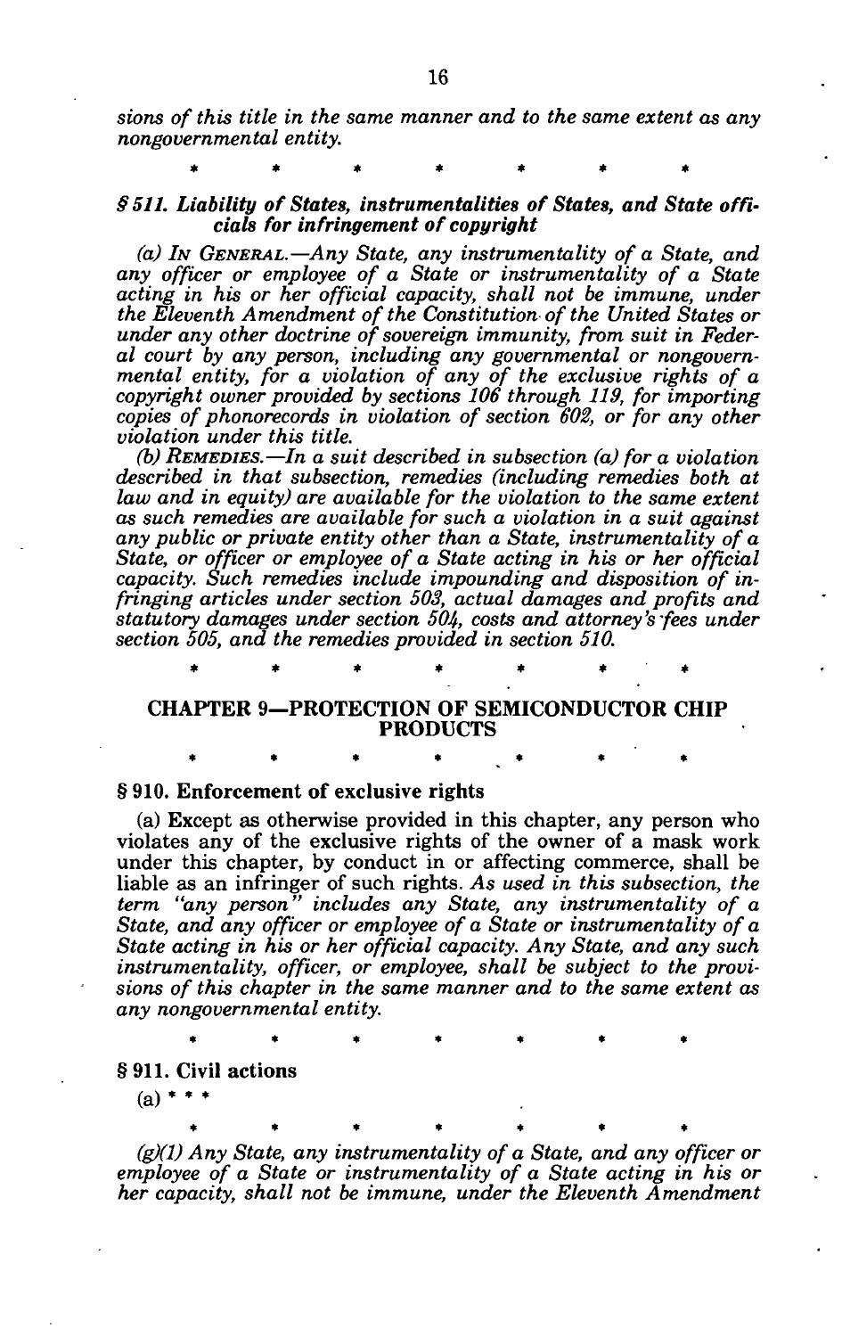*sions of this title in the same manner and to the same extent as any nongovernmental entity.*

\* \* \* \* \* \* \*

### *§ 511. Liability of States, instrumentalities of States, and State officials for infringement of copyright*

*(a) IN GENERAL.—Any State, any instrumentality of a State, and any officer or employee of a State or instrumentality of a State acting in his or her official capacity, shall not be immune, under the Eleventh Amendment of the Constitution of the United States or under any other doctrine of sovereign immunity, from suit in Federal court by any person, including any governmental or nongovernmental entity, for a violation of any of the exclusive rights of a copyright owner provided by sections 106 through 119, for importing copies of phonorecords in violation of section 602, or for any other violation under this title.*

*(b) REMEDIES.—In a suit described in subsection (a) for a violation described in that subsection, remedies (including remedies both at law and in equity) are available for the violation to the same extent as such remedies are available for such a violation in a suit against any public or private entity other than a State, instrumentality of a State, or officer or employee of a State acting in his or her official capacity. Such remedies include impounding and disposition of infringing articles under section 503, actual damages and profits and statutory damages under section 504, costs and attorney's fees under section 505, and the remedies provided in section 510.*

\* \* \* \* \* \* \*

## CHAPTER 9—PROTECTION OF SEMICONDUCTOR CHIP PRODUCTS

\* \* \* \* \* \* \*

### § 910. Enforcement of exclusive rights

(a) Except as otherwise provided in this chapter, any person who violates any of the exclusive rights of the owner of a mask work under this chapter, by conduct in or affecting commerce, shall be liable as an infringer of such rights. *As used in this subsection, the term "any person" includes any State, any instrumentality of a State, and any officer or employee of a State or instrumentality of a State acting in his or her official capacity. Any State, and any such instrumentality, officer, or employee, shall be subject to the provisions of this chapter in the same manner and to the same extent as any nongovernmental entity.*

\* \* \* \* \* \* \*

### § 911. Civil actions

(a) \* \* \*

\* \* \* \* \* \* \*

*(g)(1) Any State, any instrumentality of a State, and any officer or employee of a State or instrumentality of a State acting in his or her capacity, shall not be immune, under the Eleventh Amendment*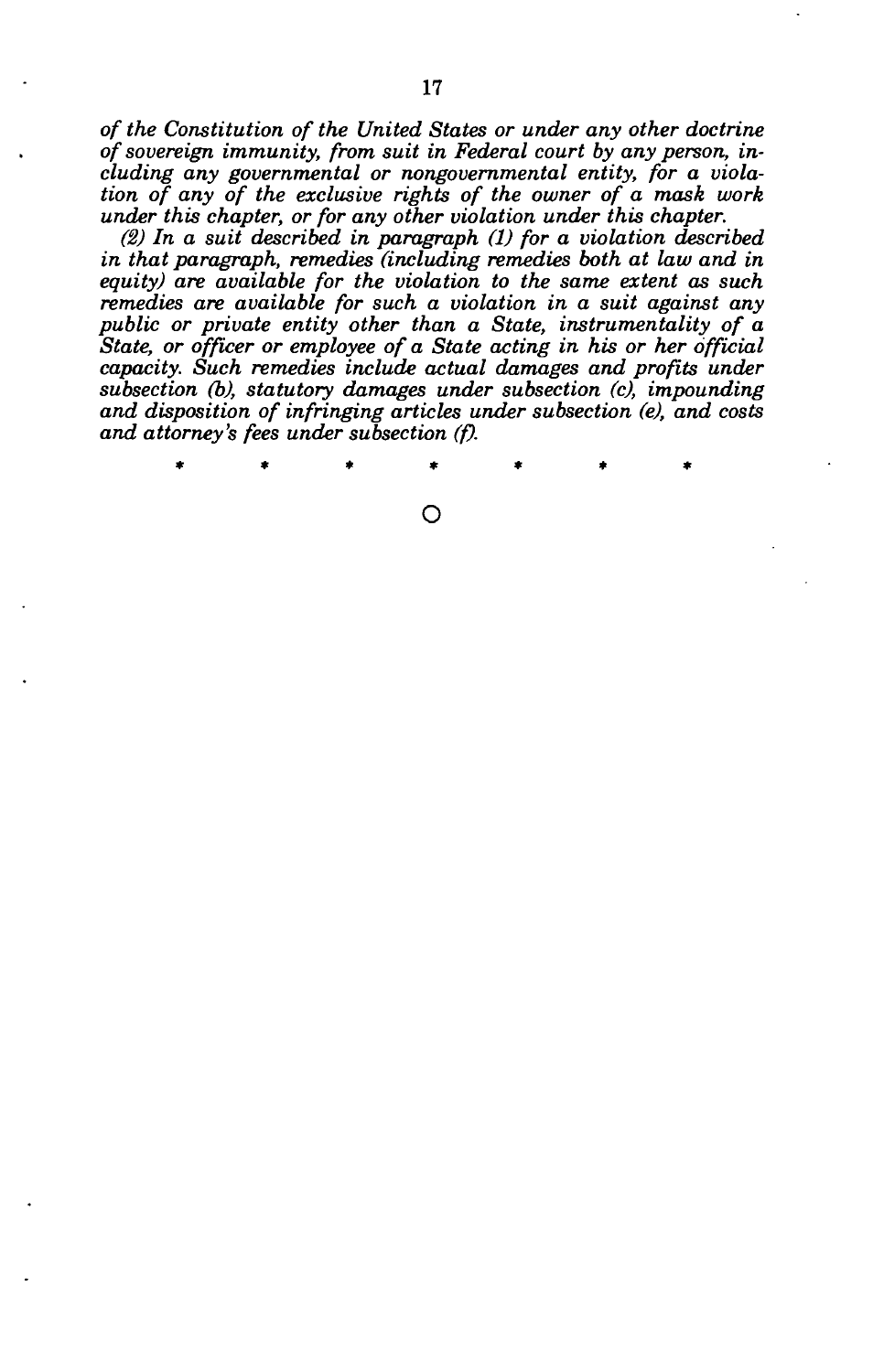*of the Constitution of the United States or under any other doctrine of sovereign immunity, from suit in Federal court by any person, including any governmental or nongovernmental entity, for a violation of any of the exclusive rights of the owner of a mask work under this chapter, or for any other violation under this chapter.*

*(2) In a suit described in paragraph (1) for a violation described in that paragraph, remedies (including remedies both at law and in equity) are available for the violation to the same extent as such remedies are available for such a violation in a suit against any public or private entity other than a State, instrumentality of a State, or officer or employee of a State acting in his or her official capacity. Such remedies include actual damages and profits under subsection (b), statutory damages under subsection (c), impounding and disposition of infringing articles under subsection (e), and costs and attorney's fees under subsection (f).*

\* \* \* \* \* \* \*

O